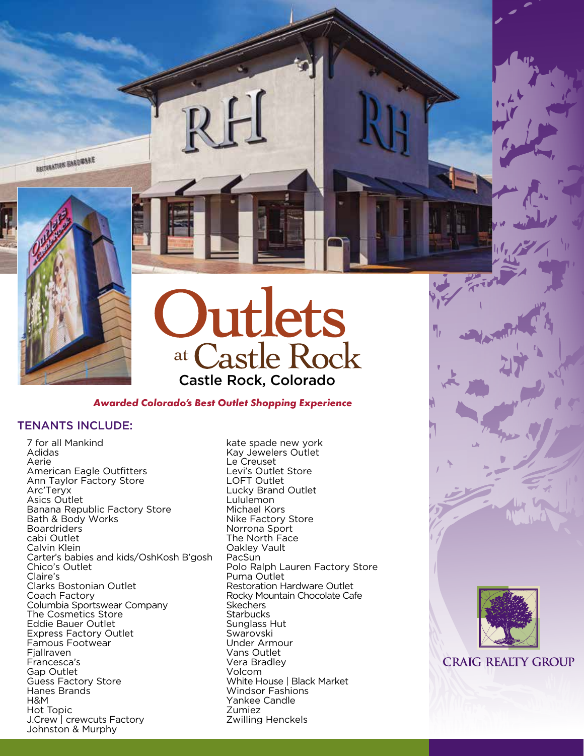# Outlets at Castle Rock

Castle Rock, Colorado

***Awarded Colorado's Best Outlet Shopping Experience***

## TENANTS INCLUDE:

- 7 for all Mankind
- Adidas
- Aerie
- American Eagle Outfitters
- Ann Taylor Factory Store
- Arc'Teryx
- Asics Outlet
- Banana Republic Factory Store
- Bath & Body Works
- Boardriders
- cabi Outlet
- Calvin Klein
- Carter's babies and kids/OshKosh B'gosh
- Chico's Outlet
- Claire's
- Clarks Bostonian Outlet
- Coach Factory
- Columbia Sportswear Company
- The Cosmetics Store
- Eddie Bauer Outlet
- Express Factory Outlet
- Famous Footwear
- Fjallraven
- Francesca's
- Gap Outlet
- Guess Factory Store
- Hanes Brands
- H&M
- Hot Topic
- J.Crew | crewcuts Factory
- Johnston & Murphy
- kate spade new york
- Kay Jewelers Outlet
- Le Creuset
- Levi's Outlet Store
- LOFT Outlet
- Lucky Brand Outlet
- Lululemon
- Michael Kors
- Nike Factory Store
- Norrona Sport
- The North Face
- Oakley Vault
- PacSun
- Polo Ralph Lauren Factory Store
- Puma Outlet
- Restoration Hardware Outlet
- Rocky Mountain Chocolate Cafe
- Skechers
- Starbucks
- Sunglass Hut
- Swarovski
- Under Armour
- Vans Outlet
- Vera Bradley
- Volcom
- White House | Black Market
- Windsor Fashions
- Yankee Candle
- Zumiez
- Zwilling Henckels

CRAIG REALTY GROUP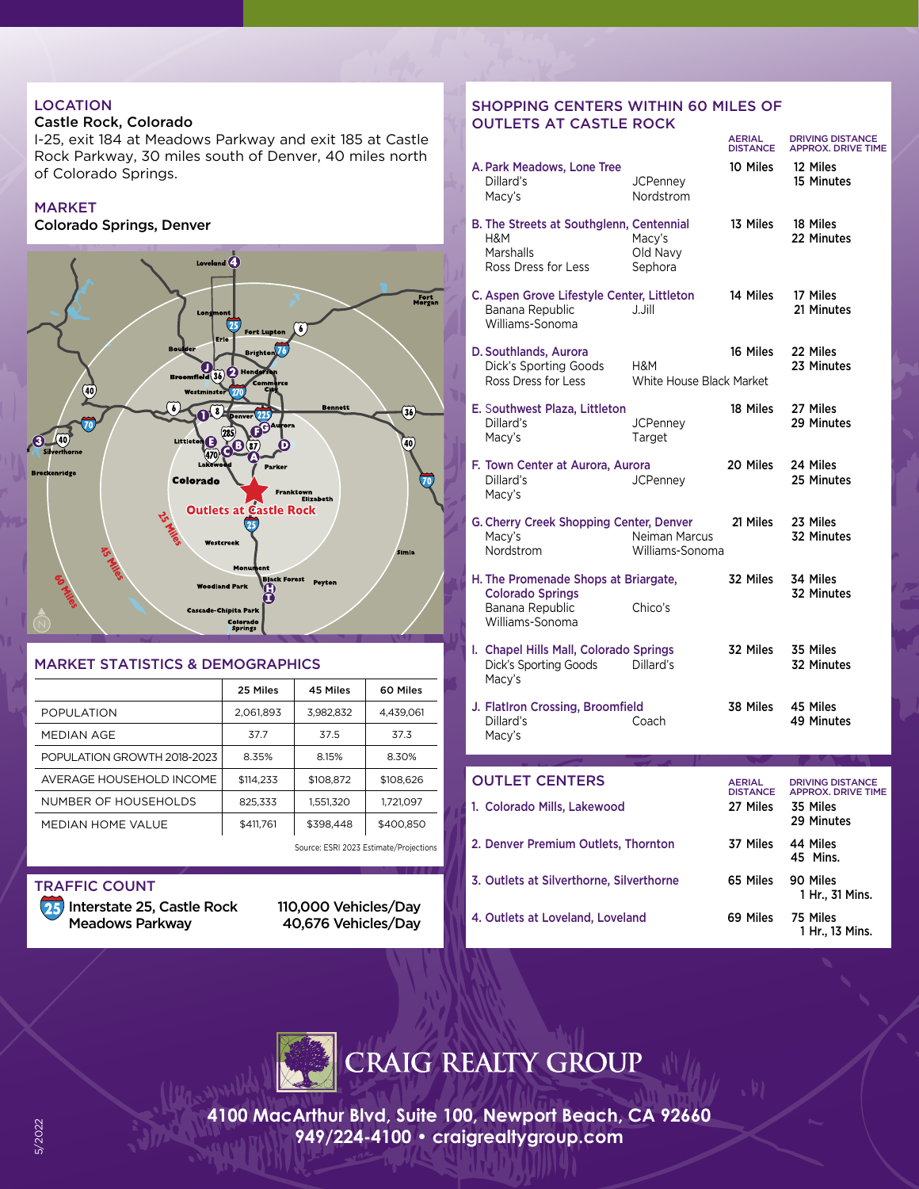## LOCATION

**Castle Rock, Colorado**

I-25, exit 184 at Meadows Parkway and exit 185 at Castle Rock Parkway, 30 miles south of Denver, 40 miles north of Colorado Springs.

## MARKET

**Colorado Springs, Denver**

Loveland 4
Longmont
Fort Morgan
Fort Lupton
Erie
Boulder
Brighton
Broomfield J 2 Henderson
Commerce City
Westminster
Bennett
Denver
Aurora
Littleton E
Lakewood
Silverhorne
Breckenridge
Colorado
Parker
Franktown
Elizabeth
Outlets at Castle Rock
25 Miles
45 Miles
60 Miles
Westcreek
Simla
Monument
Woodland Park
Black Forest
Peyton
Cascade-Chipita Park
Colorado Springs

## MARKET STATISTICS & DEMOGRAPHICS

| | 25 Miles | 45 Miles | 60 Miles |
|---|---|---|---|
| POPULATION | 2,061,893 | 3,982,832 | 4,439,061 |
| MEDIAN AGE | 37.7 | 37.5 | 37.3 |
| POPULATION GROWTH 2018-2023 | 8.35% | 8.15% | 8.30% |
| AVERAGE HOUSEHOLD INCOME | $114,233 | $108,872 | $108,626 |
| NUMBER OF HOUSEHOLDS | 825,333 | 1,551,320 | 1,721,097 |
| MEDIAN HOME VALUE | $411,761 | $398,448 | $400,850 |

Source: ESRI 2023 Estimate/Projections

## TRAFFIC COUNT

| | |
|---|---|
| Interstate 25, Castle Rock | 110,000 Vehicles/Day |
| Meadows Parkway | 40,676 Vehicles/Day |

## SHOPPING CENTERS WITHIN 60 MILES OF OUTLETS AT CASTLE ROCK

| | | AERIAL DISTANCE | DRIVING DISTANCE APPROX. DRIVE TIME |
|---|---|---|---|
| **A. Park Meadows, Lone Tree**<br>Dillard's<br>Macy's | JCPenney<br>Nordstrom | 10 Miles | 12 Miles<br>15 Minutes |
| **B. The Streets at Southglenn, Centennial**<br>H&M<br>Marshalls<br>Ross Dress for Less | Macy's<br>Old Navy<br>Sephora | 13 Miles | 18 Miles<br>22 Minutes |
| **C. Aspen Grove Lifestyle Center, Littleton**<br>Banana Republic<br>Williams-Sonoma | J.Jill | 14 Miles | 17 Miles<br>21 Minutes |
| **D. Southlands, Aurora**<br>Dick's Sporting Goods<br>Ross Dress for Less | H&M<br>White House Black Market | 16 Miles | 22 Miles<br>23 Minutes |
| **E. Southwest Plaza, Littleton**<br>Dillard's<br>Macy's | JCPenney<br>Target | 18 Miles | 27 Miles<br>29 Minutes |
| **F. Town Center at Aurora, Aurora**<br>Dillard's<br>Macy's | JCPenney | 20 Miles | 24 Miles<br>25 Minutes |
| **G. Cherry Creek Shopping Center, Denver**<br>Macy's<br>Nordstrom | Neiman Marcus<br>Williams-Sonoma | 21 Miles | 23 Miles<br>32 Minutes |
| **H. The Promenade Shops at Briargate, Colorado Springs**<br>Banana Republic<br>Williams-Sonoma | Chico's | 32 Miles | 34 Miles<br>32 Minutes |
| **I. Chapel Hills Mall, Colorado Springs**<br>Dick's Sporting Goods<br>Macy's | Dillard's | 32 Miles | 35 Miles<br>32 Minutes |
| **J. FlatIron Crossing, Broomfield**<br>Dillard's<br>Macy's | Coach | 38 Miles | 45 Miles<br>49 Minutes |

## OUTLET CENTERS

| | AERIAL DISTANCE | DRIVING DISTANCE APPROX. DRIVE TIME |
|---|---|---|
| 1. Colorado Mills, Lakewood | 27 Miles | 35 Miles<br>29 Minutes |
| 2. Denver Premium Outlets, Thornton | 37 Miles | 44 Miles<br>45 Mins. |
| 3. Outlets at Silverthorne, Silverthorne | 65 Miles | 90 Miles<br>1 Hr., 31 Mins. |
| 4. Outlets at Loveland, Loveland | 69 Miles | 75 Miles<br>1 Hr., 13 Mins. |

**CRAIG REALTY GROUP**

**4100 MacArthur Blvd, Suite 100, Newport Beach, CA 92660**
**949/224-4100 • craigrealtygroup.com**

5/2022